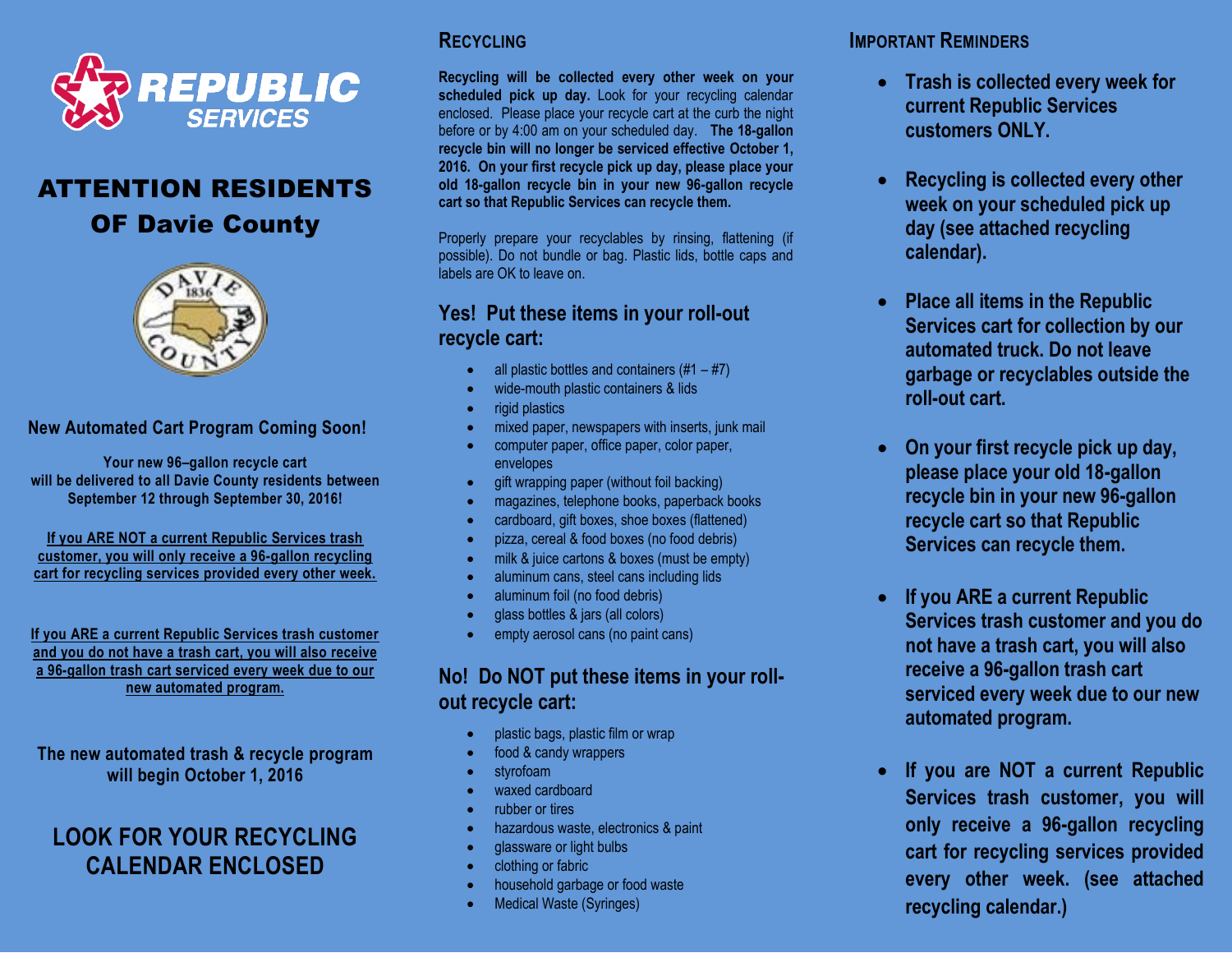# REPUBLIC SERVICES

# ATTENTION RESIDENTS OF Davie County

**New Automated Cart Program Coming Soon!**

**Your new 96–gallon recycle cart will be delivered to all Davie County residents between September 12 through September 30, 2016!**

**If you ARE NOT a current Republic Services trash customer, you will only receive a 96-gallon recycling cart for recycling services provided every other week.**

**If you ARE a current Republic Services trash customer and you do not have a trash cart, you will also receive a 96-gallon trash cart serviced every week due to our new automated program.**

**The new automated trash & recycle program will begin October 1, 2016**

## LOOK FOR YOUR RECYCLING CALENDAR ENCLOSED

## RECYCLING

**Recycling will be collected every other week on your scheduled pick up day.** Look for your recycling calendar enclosed. Please place your recycle cart at the curb the night before or by 4:00 am on your scheduled day. **The 18-gallon recycle bin will no longer be serviced effective October 1, 2016. On your first recycle pick up day, please place your old 18-gallon recycle bin in your new 96-gallon recycle cart so that Republic Services can recycle them.**

Properly prepare your recyclables by rinsing, flattening (if possible). Do not bundle or bag. Plastic lids, bottle caps and labels are OK to leave on.

### Yes! Put these items in your roll-out recycle cart:

- all plastic bottles and containers (#1 – #7)
- wide-mouth plastic containers & lids
- rigid plastics
- mixed paper, newspapers with inserts, junk mail
- computer paper, office paper, color paper, envelopes
- gift wrapping paper (without foil backing)
- magazines, telephone books, paperback books
- cardboard, gift boxes, shoe boxes (flattened)
- pizza, cereal & food boxes (no food debris)
- milk & juice cartons & boxes (must be empty)
- aluminum cans, steel cans including lids
- aluminum foil (no food debris)
- glass bottles & jars (all colors)
- empty aerosol cans (no paint cans)

### No! Do NOT put these items in your roll-out recycle cart:

- plastic bags, plastic film or wrap
- food & candy wrappers
- styrofoam
- waxed cardboard
- rubber or tires
- hazardous waste, electronics & paint
- glassware or light bulbs
- clothing or fabric
- household garbage or food waste
- Medical Waste (Syringes)

## IMPORTANT REMINDERS

- **Trash is collected every week for current Republic Services customers ONLY.**
- **Recycling is collected every other week on your scheduled pick up day (see attached recycling calendar).**
- **Place all items in the Republic Services cart for collection by our automated truck. Do not leave garbage or recyclables outside the roll-out cart.**
- **On your first recycle pick up day, please place your old 18-gallon recycle bin in your new 96-gallon recycle cart so that Republic Services can recycle them.**
- **If you ARE a current Republic Services trash customer and you do not have a trash cart, you will also receive a 96-gallon trash cart serviced every week due to our new automated program.**
- **If you are NOT a current Republic Services trash customer, you will only receive a 96-gallon recycling cart for recycling services provided every other week. (see attached recycling calendar.)**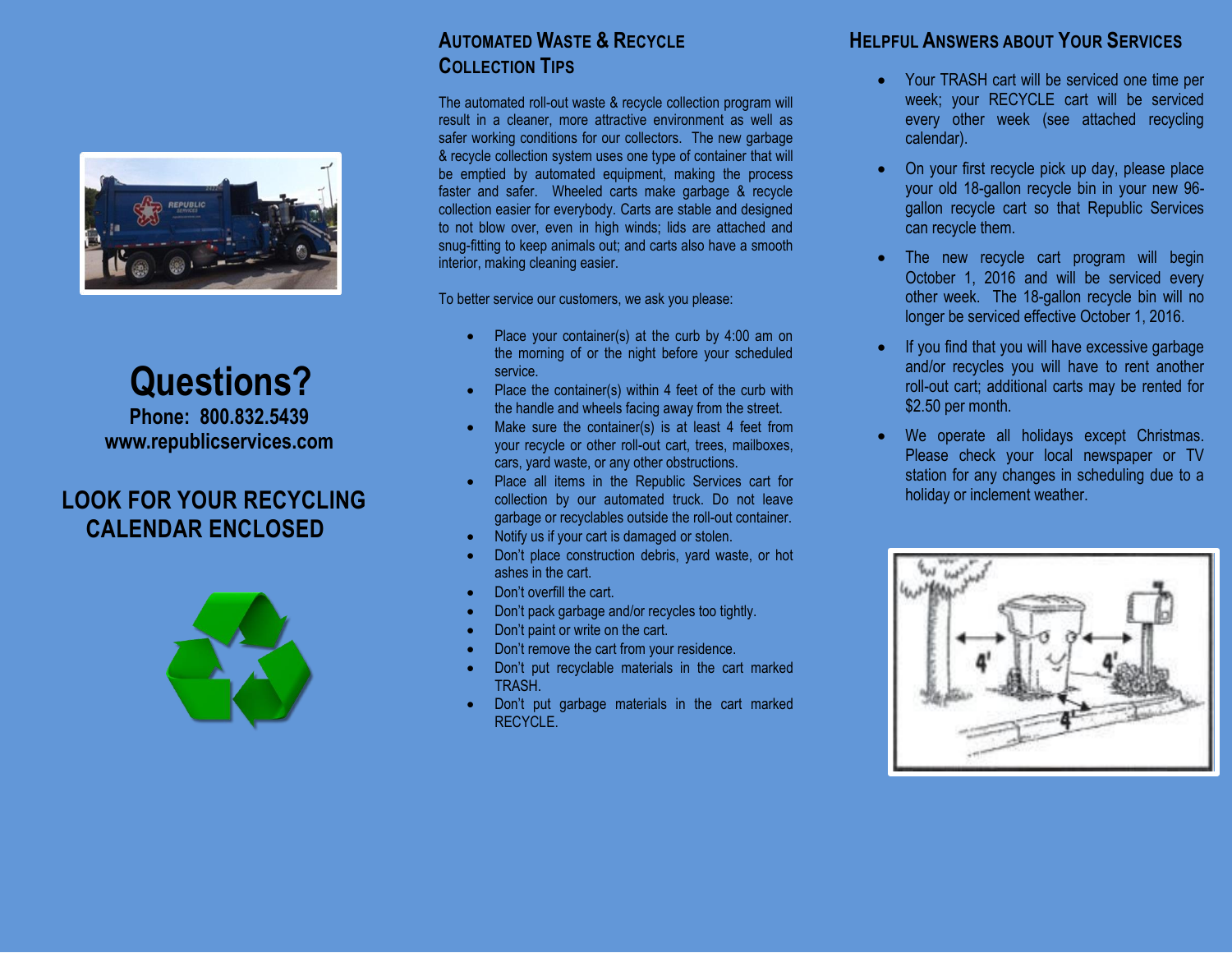# Questions?

**Phone: 800.832.5439**
**www.republicservices.com**

## LOOK FOR YOUR RECYCLING CALENDAR ENCLOSED

## Automated Waste & Recycle Collection Tips

The automated roll-out waste & recycle collection program will result in a cleaner, more attractive environment as well as safer working conditions for our collectors. The new garbage & recycle collection system uses one type of container that will be emptied by automated equipment, making the process faster and safer. Wheeled carts make garbage & recycle collection easier for everybody. Carts are stable and designed to not blow over, even in high winds; lids are attached and snug-fitting to keep animals out; and carts also have a smooth interior, making cleaning easier.

To better service our customers, we ask you please:

- Place your container(s) at the curb by 4:00 am on the morning of or the night before your scheduled service.
- Place the container(s) within 4 feet of the curb with the handle and wheels facing away from the street.
- Make sure the container(s) is at least 4 feet from your recycle or other roll-out cart, trees, mailboxes, cars, yard waste, or any other obstructions.
- Place all items in the Republic Services cart for collection by our automated truck. Do not leave garbage or recyclables outside the roll-out container.
- Notify us if your cart is damaged or stolen.
- Don't place construction debris, yard waste, or hot ashes in the cart.
- Don't overfill the cart.
- Don't pack garbage and/or recycles too tightly.
- Don't paint or write on the cart.
- Don't remove the cart from your residence.
- Don't put recyclable materials in the cart marked TRASH.
- Don't put garbage materials in the cart marked RECYCLE.

## Helpful Answers about Your Services

- Your TRASH cart will be serviced one time per week; your RECYCLE cart will be serviced every other week (see attached recycling calendar).
- On your first recycle pick up day, please place your old 18-gallon recycle bin in your new 96-gallon recycle cart so that Republic Services can recycle them.
- The new recycle cart program will begin October 1, 2016 and will be serviced every other week. The 18-gallon recycle bin will no longer be serviced effective October 1, 2016.
- If you find that you will have excessive garbage and/or recycles you will have to rent another roll-out cart; additional carts may be rented for $2.50 per month.
- We operate all holidays except Christmas. Please check your local newspaper or TV station for any changes in scheduling due to a holiday or inclement weather.